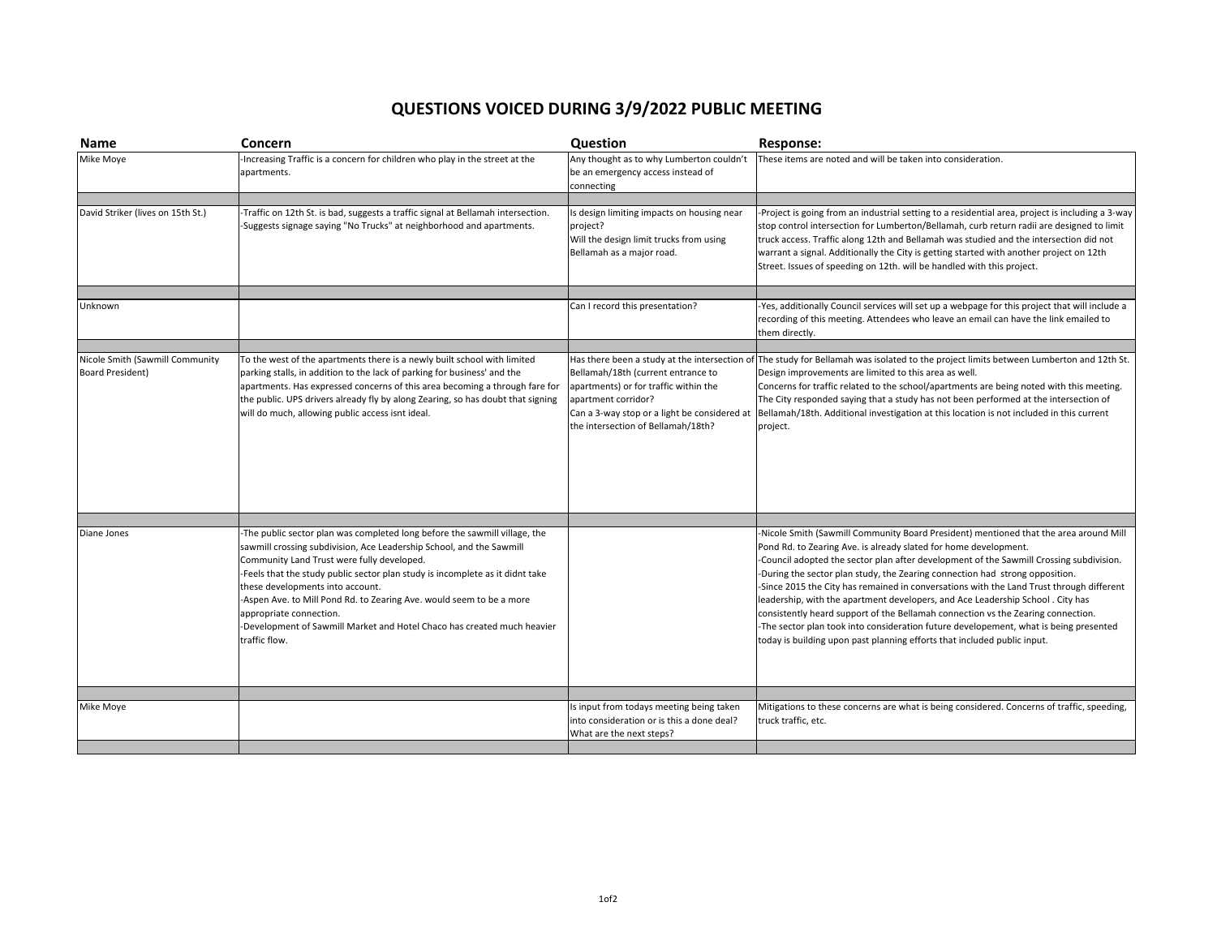# QUESTIONS VOICED DURING 3/9/2022 PUBLIC MEETING

| Name | Concern | Question | Response: |
|---|---|---|---|
| Mike Moye | -Increasing Traffic is a concern for children who play in the street at the apartments. | Any thought as to why Lumberton couldn't be an emergency access instead of connecting | These items are noted and will be taken into consideration. |
| | | | |
| David Striker (lives on 15th St.) | -Traffic on 12th St. is bad, suggests a traffic signal at Bellamah intersection.<br>-Suggests signage saying "No Trucks" at neighborhood and apartments. | Is design limiting impacts on housing near project?<br>Will the design limit trucks from using Bellamah as a major road. | -Project is going from an industrial setting to a residential area, project is including a 3-way stop control intersection for Lumberton/Bellamah, curb return radii are designed to limit truck access. Traffic along 12th and Bellamah was studied and the intersection did not warrant a signal. Additionally the City is getting started with another project on 12th Street. Issues of speeding on 12th. will be handled with this project. |
| | | | |
| Unknown | | Can I record this presentation? | -Yes, additionally Council services will set up a webpage for this project that will include a recording of this meeting. Attendees who leave an email can have the link emailed to them directly. |
| | | | |
| Nicole Smith (Sawmill Community Board President) | To the west of the apartments there is a newly built school with limited parking stalls, in addition to the lack of parking for business' and the apartments. Has expressed concerns of this area becoming a through fare for the public. UPS drivers already fly by along Zearing, so has doubt that signing will do much, allowing public access isnt ideal. | Has there been a study at the intersection of Bellamah/18th (current entrance to apartments) or for traffic within the apartment corridor?<br>Can a 3-way stop or a light be considered at the intersection of Bellamah/18th? | The study for Bellamah was isolated to the project limits between Lumberton and 12th St. Design improvements are limited to this area as well.<br>Concerns for traffic related to the school/apartments are being noted with this meeting. The City responded saying that a study has not been performed at the intersection of Bellamah/18th. Additional investigation at this location is not included in this current project. |
| | | | |
| Diane Jones | -The public sector plan was completed long before the sawmill village, the sawmill crossing subdivision, Ace Leadership School, and the Sawmill Community Land Trust were fully developed.<br>-Feels that the study public sector plan study is incomplete as it didnt take these developments into account.<br>-Aspen Ave. to Mill Pond Rd. to Zearing Ave. would seem to be a more appropriate connection.<br>-Development of Sawmill Market and Hotel Chaco has created much heavier traffic flow. | | -Nicole Smith (Sawmill Community Board President) mentioned that the area around Mill Pond Rd. to Zearing Ave. is already slated for home development.<br>-Council adopted the sector plan after development of the Sawmill Crossing subdivision.<br>-During the sector plan study, the Zearing connection had strong opposition.<br>-Since 2015 the City has remained in conversations with the Land Trust through different leadership, with the apartment developers, and Ace Leadership School . City has consistently heard support of the Bellamah connection vs the Zearing connection.<br>-The sector plan took into consideration future developement, what is being presented today is building upon past planning efforts that included public input. |
| | | | |
| Mike Moye | | Is input from todays meeting being taken into consideration or is this a done deal? What are the next steps? | Mitigations to these concerns are what is being considered. Concerns of traffic, speeding, truck traffic, etc. |
| | | | |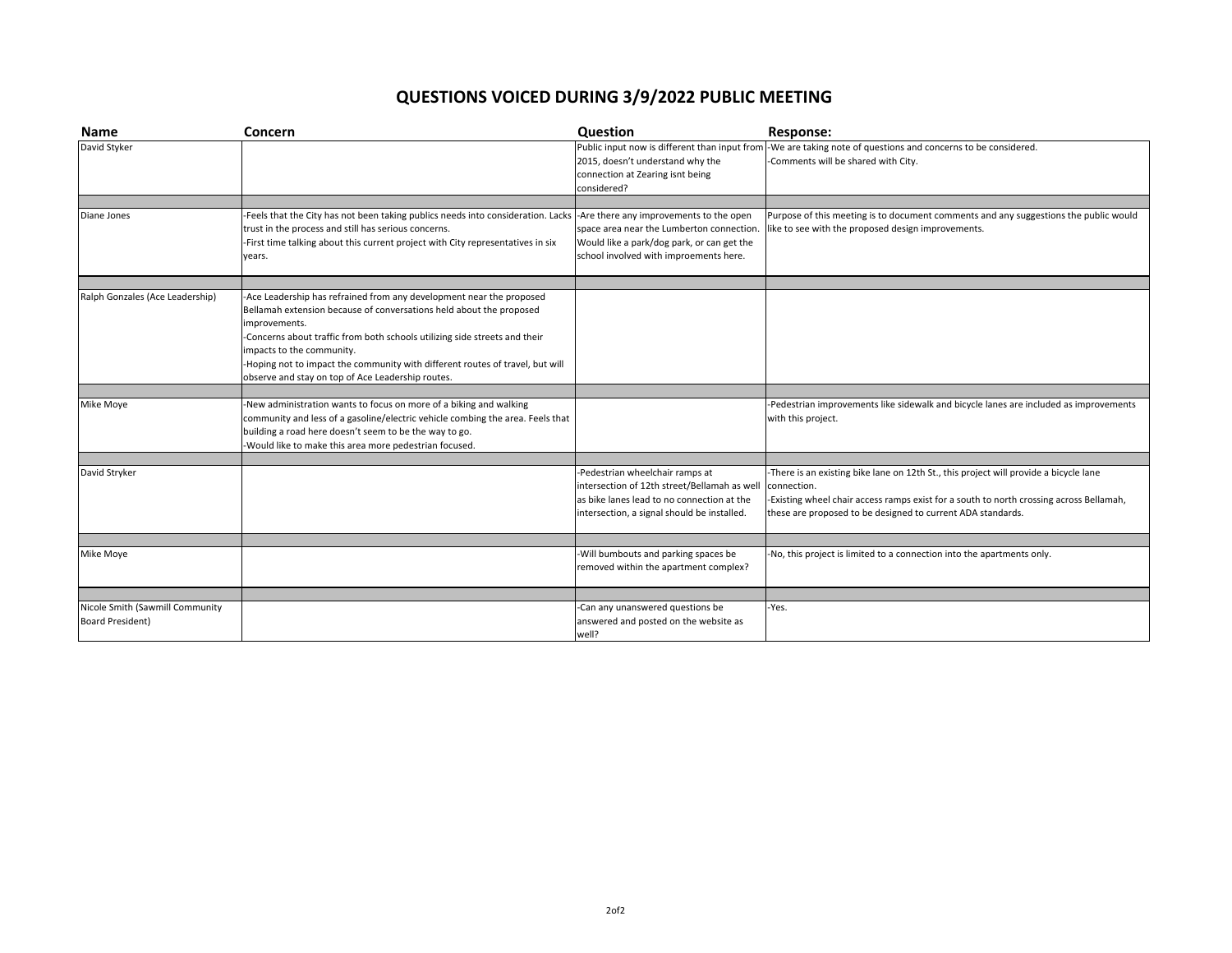# QUESTIONS VOICED DURING 3/9/2022 PUBLIC MEETING

| Name | Concern | Question | Response: |
|---|---|---|---|
| David Styker | | Public input now is different than input from 2015, doesn't understand why the connection at Zearing isnt being considered? | -We are taking note of questions and concerns to be considered.<br>-Comments will be shared with City. |
| | | | |
| Diane Jones | -Feels that the City has not been taking publics needs into consideration. Lacks trust in the process and still has serious concerns.<br>-First time talking about this current project with City representatives in six years. | -Are there any improvements to the open space area near the Lumberton connection. Would like a park/dog park, or can get the school involved with improements here. | Purpose of this meeting is to document comments and any suggestions the public would like to see with the proposed design improvements. |
| | | | |
| Ralph Gonzales (Ace Leadership) | -Ace Leadership has refrained from any development near the proposed Bellamah extension because of conversations held about the proposed improvements.<br>-Concerns about traffic from both schools utilizing side streets and their impacts to the community.<br>-Hoping not to impact the community with different routes of travel, but will observe and stay on top of Ace Leadership routes. | | |
| | | | |
| Mike Moye | -New administration wants to focus on more of a biking and walking community and less of a gasoline/electric vehicle combing the area. Feels that building a road here doesn't seem to be the way to go.<br>-Would like to make this area more pedestrian focused. | | -Pedestrian improvements like sidewalk and bicycle lanes are included as improvements with this project. |
| | | | |
| David Stryker | | -Pedestrian wheelchair ramps at intersection of 12th street/Bellamah as well as bike lanes lead to no connection at the intersection, a signal should be installed. | -There is an existing bike lane on 12th St., this project will provide a bicycle lane connection.<br>-Existing wheel chair access ramps exist for a south to north crossing across Bellamah, these are proposed to be designed to current ADA standards. |
| | | | |
| Mike Moye | | -Will bumbouts and parking spaces be removed within the apartment complex? | -No, this project is limited to a connection into the apartments only. |
| | | | |
| Nicole Smith (Sawmill Community Board President) | | -Can any unanswered questions be answered and posted on the website as well? | -Yes. |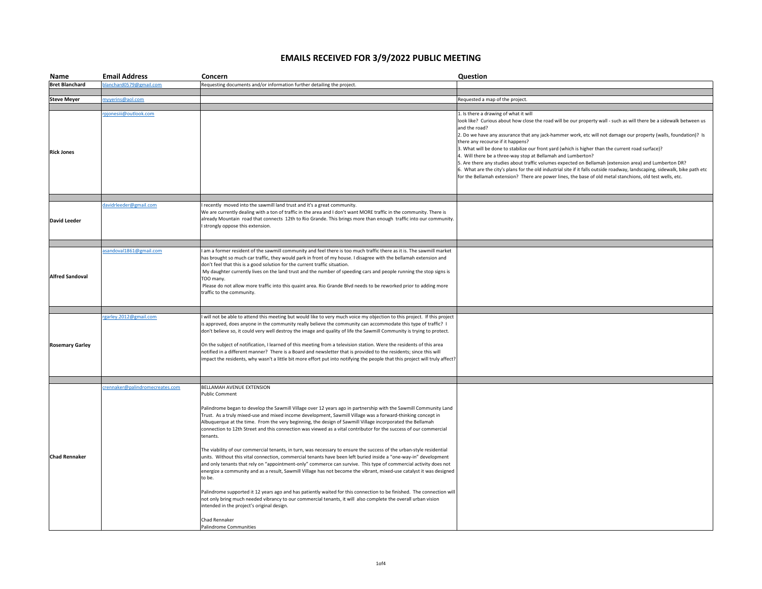# EMAILS RECEIVED FOR 3/9/2022 PUBLIC MEETING

| Name | Email Address | Concern | Question |
|---|---|---|---|
| **Bret Blanchard** | blanchard0579@gmail.com | Requesting documents and/or information further detailing the project. | |
| | | | |
| **Steve Meyer** | myyerins@aol.com | | Requested a map of the project. |
| | | | |
| **Rick Jones** | rpjonesiii@outlook.com | | 1. Is there a drawing of what it will look like? Curious about how close the road will be our property wall - such as will there be a sidewalk between us and the road?<br>2. Do we have any assurance that any jack-hammer work, etc will not damage our property (walls, foundation)? Is there any recourse if it happens?<br>3. What will be done to stabilize our front yard (which is higher than the current road surface)?<br>4. Will there be a three-way stop at Bellamah and Lumberton?<br>5. Are there any studies about traffic volumes expected on Bellamah (extension area) and Lumberton DR?<br>6. What are the city's plans for the old industrial site if it falls outside roadway, landscaping, sidewalk, bike path etc for the Bellamah extension? There are power lines, the base of old metal stanchions, old test wells, etc. |
| | | | |
| **David Leeder** | davidrleeder@gmail.com | I recently moved into the sawmill land trust and it's a great community.<br>We are currently dealing with a ton of traffic in the area and I don't want MORE traffic in the community. There is already Mountain road that connects 12th to Rio Grande. This brings more than enough traffic into our community.<br>I strongly oppose this extension. | |
| | | | |
| **Alfred Sandoval** | asandoval1861@gmail.com | I am a former resident of the sawmill community and feel there is too much traffic there as it is. The sawmill market has brought so much car traffic, they would park in front of my house. I disagree with the bellamah extension and don't feel that this is a good solution for the current traffic situation.<br>My daughter currently lives on the land trust and the number of speeding cars and people running the stop signs is TOO many.<br>Please do not allow more traffic into this quaint area. Rio Grande Blvd needs to be reworked prior to adding more traffic to the community. | |
| | | | |
| **Rosemary Garley** | rgarley.2012@gmail.com | I will not be able to attend this meeting but would like to very much voice my objection to this project. If this project is approved, does anyone in the community really believe the community can accommodate this type of traffic? I don't believe so, it could very well destroy the image and quality of life the Sawmill Community is trying to protect.<br><br>On the subject of notification, I learned of this meeting from a television station. Were the residents of this area notified in a different manner? There is a Board and newsletter that is provided to the residents; since this will impact the residents, why wasn't a little bit more effort put into notifying the people that this project will truly affect? | |
| | | | |
| **Chad Rennaker** | crennaker@palindromecreates.com | BELLAMAH AVENUE EXTENSION<br>Public Comment<br><br>Palindrome began to develop the Sawmill Village over 12 years ago in partnership with the Sawmill Community Land Trust. As a truly mixed-use and mixed income development, Sawmill Village was a forward-thinking concept in Albuquerque at the time. From the very beginning, the design of Sawmill Village incorporated the Bellamah connection to 12th Street and this connection was viewed as a vital contributor for the success of our commercial tenants.<br><br>The viability of our commercial tenants, in turn, was necessary to ensure the success of the urban-style residential units. Without this vital connection, commercial tenants have been left buried inside a "one-way-in" development and only tenants that rely on "appointment-only" commerce can survive. This type of commercial activity does not energize a community and as a result, Sawmill Village has not become the vibrant, mixed-use catalyst it was designed to be.<br><br>Palindrome supported it 12 years ago and has patiently waited for this connection to be finished. The connection will not only bring much needed vibrancy to our commercial tenants, it will also complete the overall urban vision intended in the project's original design.<br><br>Chad Rennaker<br>Palindrome Communities | |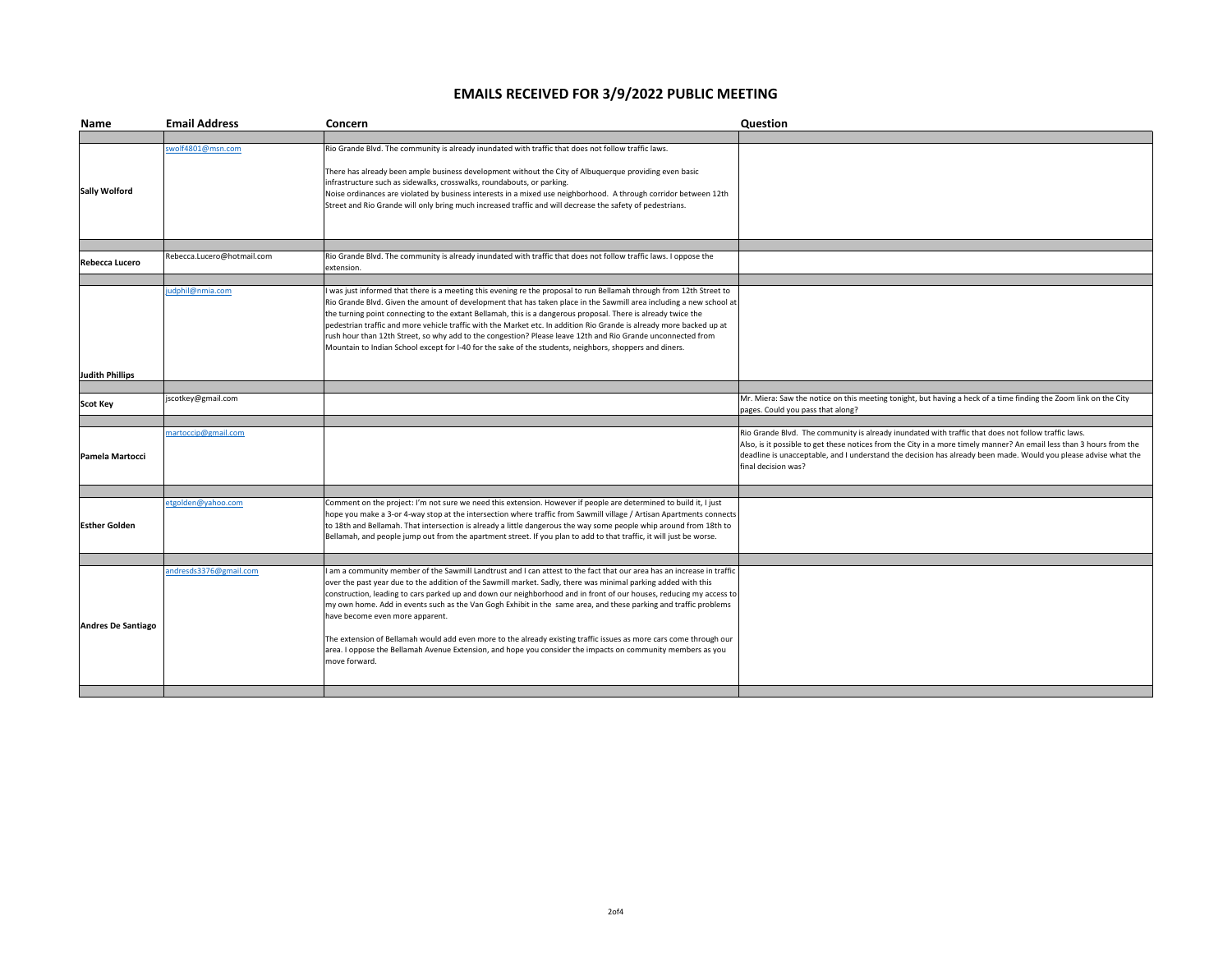# EMAILS RECEIVED FOR 3/9/2022 PUBLIC MEETING

| Name | Email Address | Concern | Question |
|---|---|---|---|
| Sally Wolford | swolf4801@msn.com | Rio Grande Blvd. The community is already inundated with traffic that does not follow traffic laws.<br><br>There has already been ample business development without the City of Albuquerque providing even basic infrastructure such as sidewalks, crosswalks, roundabouts, or parking.<br>Noise ordinances are violated by business interests in a mixed use neighborhood. A through corridor between 12th Street and Rio Grande will only bring much increased traffic and will decrease the safety of pedestrians. | |
| Rebecca Lucero | Rebecca.Lucero@hotmail.com | Rio Grande Blvd. The community is already inundated with traffic that does not follow traffic laws. I oppose the extension. | |
| Judith Phillips | judphil@nmia.com | I was just informed that there is a meeting this evening re the proposal to run Bellamah through from 12th Street to Rio Grande Blvd. Given the amount of development that has taken place in the Sawmill area including a new school at the turning point connecting to the extant Bellamah, this is a dangerous proposal. There is already twice the pedestrian traffic and more vehicle traffic with the Market etc. In addition Rio Grande is already more backed up at rush hour than 12th Street, so why add to the congestion? Please leave 12th and Rio Grande unconnected from Mountain to Indian School except for I-40 for the sake of the students, neighbors, shoppers and diners. | |
| Scot Key | jscotkey@gmail.com | | Mr. Miera: Saw the notice on this meeting tonight, but having a heck of a time finding the Zoom link on the City pages. Could you pass that along? |
| Pamela Martocci | martoccip@gmail.com | | Rio Grande Blvd. The community is already inundated with traffic that does not follow traffic laws.<br>Also, is it possible to get these notices from the City in a more timely manner? An email less than 3 hours from the deadline is unacceptable, and I understand the decision has already been made. Would you please advise what the final decision was? |
| Esther Golden | etgolden@yahoo.com | Comment on the project: I'm not sure we need this extension. However if people are determined to build it, I just hope you make a 3-or 4-way stop at the intersection where traffic from Sawmill village / Artisan Apartments connects to 18th and Bellamah. That intersection is already a little dangerous the way some people whip around from 18th to Bellamah, and people jump out from the apartment street. If you plan to add to that traffic, it will just be worse. | |
| Andres De Santiago | andresds3376@gmail.com | I am a community member of the Sawmill Landtrust and I can attest to the fact that our area has an increase in traffic over the past year due to the addition of the Sawmill market. Sadly, there was minimal parking added with this construction, leading to cars parked up and down our neighborhood and in front of our houses, reducing my access to my own home. Add in events such as the Van Gogh Exhibit in the same area, and these parking and traffic problems have become even more apparent.<br><br>The extension of Bellamah would add even more to the already existing traffic issues as more cars come through our area. I oppose the Bellamah Avenue Extension, and hope you consider the impacts on community members as you move forward. | |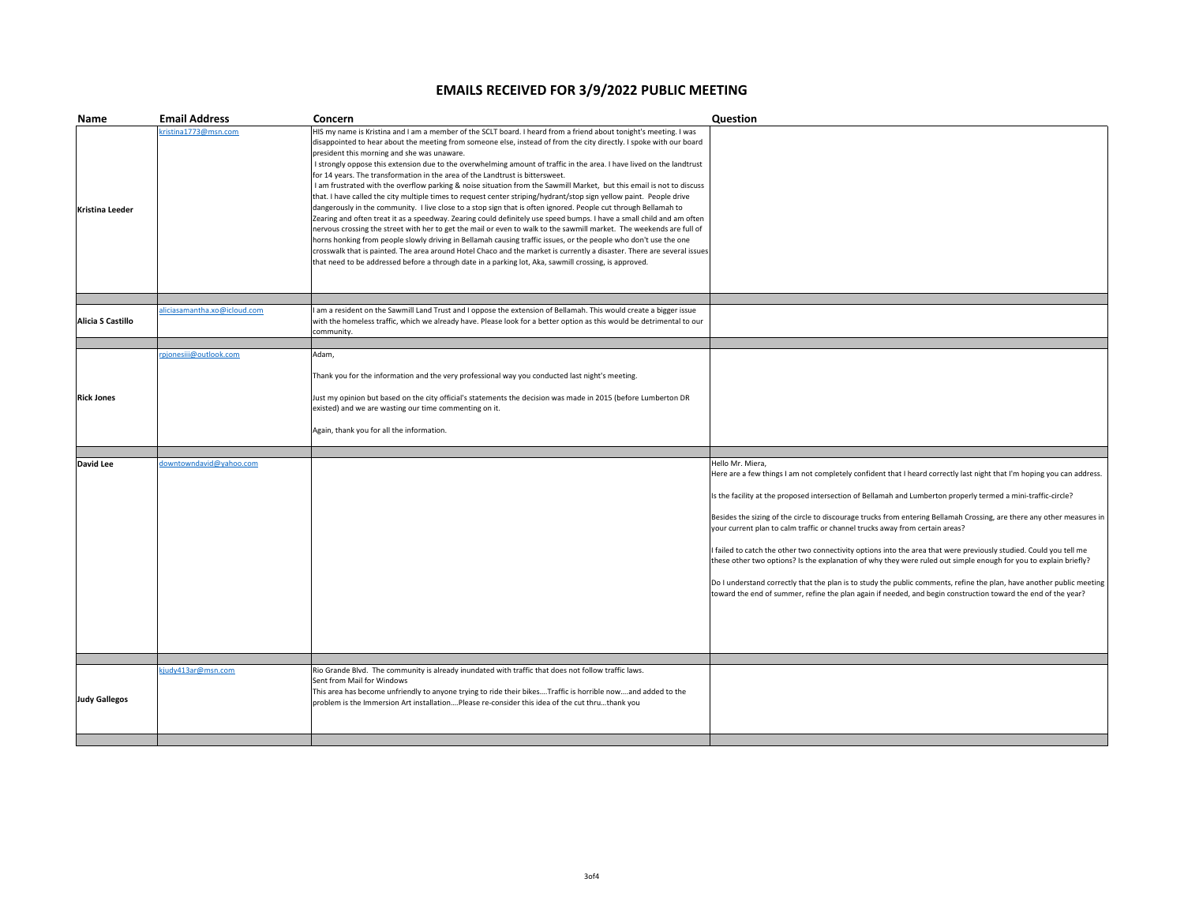# EMAILS RECEIVED FOR 3/9/2022 PUBLIC MEETING

| Name | Email Address | Concern | Question |
|---|---|---|---|
| **Kristina Leeder** | kristina1773@msn.com | HIS my name is Kristina and I am a member of the SCLT board. I heard from a friend about tonight's meeting. I was disappointed to hear about the meeting from someone else, instead of from the city directly. I spoke with our board president this morning and she was unaware.<br>I strongly oppose this extension due to the overwhelming amount of traffic in the area. I have lived on the landtrust for 14 years. The transformation in the area of the Landtrust is bittersweet.<br>I am frustrated with the overflow parking & noise situation from the Sawmill Market, but this email is not to discuss that. I have called the city multiple times to request center striping/hydrant/stop sign yellow paint. People drive dangerously in the community. I live close to a stop sign that is often ignored. People cut through Bellamah to Zearing and often treat it as a speedway. Zearing could definitely use speed bumps. I have a small child and am often nervous crossing the street with her to get the mail or even to walk to the sawmill market. The weekends are full of horns honking from people slowly driving in Bellamah causing traffic issues, or the people who don't use the one crosswalk that is painted. The area around Hotel Chaco and the market is currently a disaster. There are several issues that need to be addressed before a through date in a parking lot, Aka, sawmill crossing, is approved. | |
| | | | |
| **Alicia S Castillo** | aliciasamantha.xo@icloud.com | I am a resident on the Sawmill Land Trust and I oppose the extension of Bellamah. This would create a bigger issue with the homeless traffic, which we already have. Please look for a better option as this would be detrimental to our community. | |
| | | | |
| **Rick Jones** | rpjonesiii@outlook.com | Adam,<br><br>Thank you for the information and the very professional way you conducted last night's meeting.<br><br>Just my opinion but based on the city official's statements the decision was made in 2015 (before Lumberton DR existed) and we are wasting our time commenting on it.<br><br>Again, thank you for all the information. | |
| | | | |
| **David Lee** | downtowndavid@yahoo.com | | Hello Mr. Miera,<br>Here are a few things I am not completely confident that I heard correctly last night that I'm hoping you can address.<br><br>Is the facility at the proposed intersection of Bellamah and Lumberton properly termed a mini-traffic-circle?<br><br>Besides the sizing of the circle to discourage trucks from entering Bellamah Crossing, are there any other measures in your current plan to calm traffic or channel trucks away from certain areas?<br><br>I failed to catch the other two connectivity options into the area that were previously studied. Could you tell me these other two options? Is the explanation of why they were ruled out simple enough for you to explain briefly?<br><br>Do I understand correctly that the plan is to study the public comments, refine the plan, have another public meeting toward the end of summer, refine the plan again if needed, and begin construction toward the end of the year? |
| | | | |
| **Judy Gallegos** | kjudy413ar@msn.com | Rio Grande Blvd. The community is already inundated with traffic that does not follow traffic laws.<br>Sent from Mail for Windows<br>This area has become unfriendly to anyone trying to ride their bikes….Traffic is horrible now….and added to the problem is the Immersion Art installation….Please re-consider this idea of the cut thru…thank you | |
| | | | |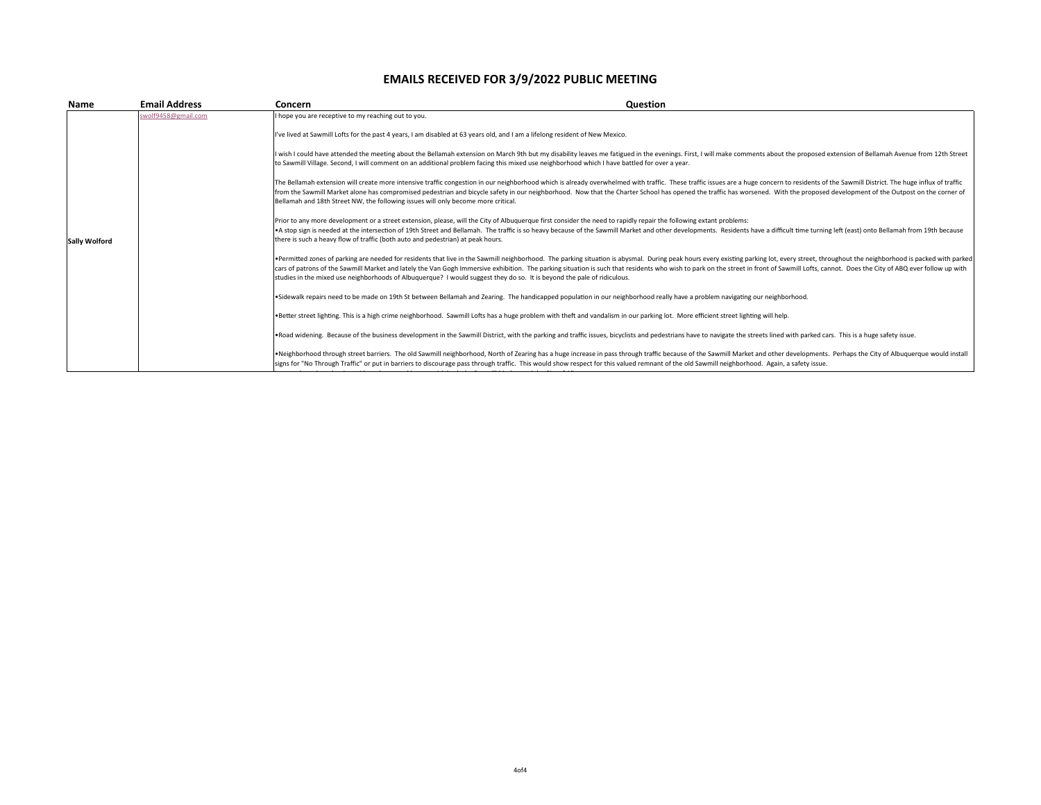# EMAILS RECEIVED FOR 3/9/2022 PUBLIC MEETING

| Name | Email Address | Concern | Question |
|---|---|---|---|
| Sally Wolford | swolf9458@gmail.com | I hope you are receptive to my reaching out to you.<br><br>I've lived at Sawmill Lofts for the past 4 years, I am disabled at 63 years old, and I am a lifelong resident of New Mexico.<br><br>I wish I could have attended the meeting about the Bellamah extension on March 9th but my disability leaves me fatigued in the evenings. First, I will make comments about the proposed extension of Bellamah Avenue from 12th Street to Sawmill Village. Second, I will comment on an additional problem facing this mixed use neighborhood which I have battled for over a year.<br><br>The Bellamah extension will create more intensive traffic congestion in our neighborhood which is already overwhelmed with traffic. These traffic issues are a huge concern to residents of the Sawmill District. The huge influx of traffic from the Sawmill Market alone has compromised pedestrian and bicycle safety in our neighborhood. Now that the Charter School has opened the traffic has worsened. With the proposed development of the Outpost on the corner of Bellamah and 18th Street NW, the following issues will only become more critical.<br><br>Prior to any more development or a street extension, please, will the City of Albuquerque first consider the need to rapidly repair the following extant problems:<br>• A stop sign is needed at the intersection of 19th Street and Bellamah. The traffic is so heavy because of the Sawmill Market and other developments. Residents have a difficult time turning left (east) onto Bellamah from 19th because there is such a heavy flow of traffic (both auto and pedestrian) at peak hours.<br><br>• Permitted zones of parking are needed for residents that live in the Sawmill neighborhood. The parking situation is abysmal. During peak hours every existing parking lot, every street, throughout the neighborhood is packed with parked cars of patrons of the Sawmill Market and lately the Van Gogh Immersive exhibition. The parking situation is such that residents who wish to park on the street in front of Sawmill Lofts, cannot. Does the City of ABQ ever follow up with studies in the mixed use neighborhoods of Albuquerque? I would suggest they do so. It is beyond the pale of ridiculous.<br><br>• Sidewalk repairs need to be made on 19th St between Bellamah and Zearing. The handicapped population in our neighborhood really have a problem navigating our neighborhood.<br><br>• Better street lighting. This is a high crime neighborhood. Sawmill Lofts has a huge problem with theft and vandalism in our parking lot. More efficient street lighting will help.<br><br>• Road widening. Because of the business development in the Sawmill District, with the parking and traffic issues, bicyclists and pedestrians have to navigate the streets lined with parked cars. This is a huge safety issue.<br><br>• Neighborhood through street barriers. The old Sawmill neighborhood, North of Zearing has a huge increase in pass through traffic because of the Sawmill Market and other developments. Perhaps the City of Albuquerque would install signs for "No Through Traffic" or put in barriers to discourage pass through traffic. This would show respect for this valued remnant of the old Sawmill neighborhood. Again, a safety issue. | |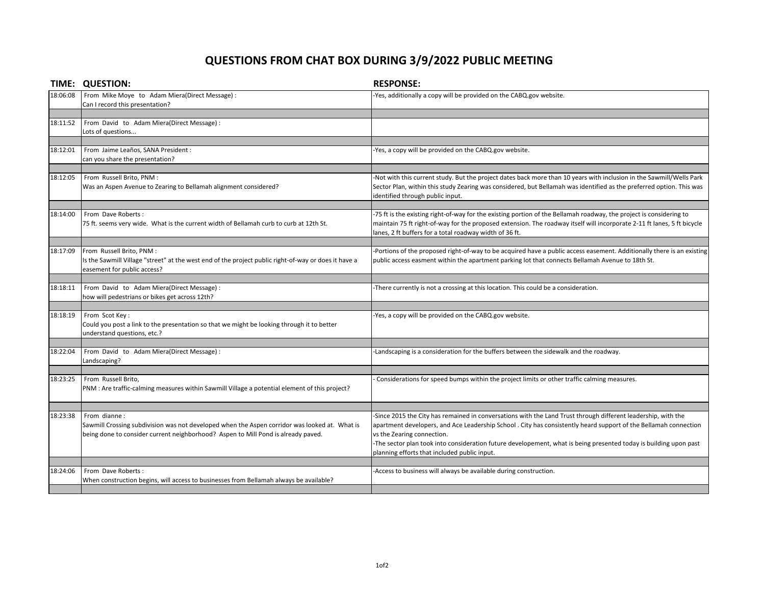# QUESTIONS FROM CHAT BOX DURING 3/9/2022 PUBLIC MEETING

| TIME: | QUESTION: | RESPONSE: |
|---|---|---|
| 18:06:08 | From Mike Moye to Adam Miera(Direct Message) : Can I record this presentation? | -Yes, additionally a copy will be provided on the CABQ.gov website. |
| 18:11:52 | From David to Adam Miera(Direct Message) : Lots of questions... | |
| 18:12:01 | From Jaime Leaños, SANA President : can you share the presentation? | -Yes, a copy will be provided on the CABQ.gov website. |
| 18:12:05 | From Russell Brito, PNM : Was an Aspen Avenue to Zearing to Bellamah alignment considered? | -Not with this current study. But the project dates back more than 10 years with inclusion in the Sawmill/Wells Park Sector Plan, within this study Zearing was considered, but Bellamah was identified as the preferred option. This was identified through public input. |
| 18:14:00 | From Dave Roberts : 75 ft. seems very wide. What is the current width of Bellamah curb to curb at 12th St. | -75 ft is the existing right-of-way for the existing portion of the Bellamah roadway, the project is considering to maintain 75 ft right-of-way for the proposed extension. The roadway itself will incorporate 2-11 ft lanes, 5 ft bicycle lanes, 2 ft buffers for a total roadway width of 36 ft. |
| 18:17:09 | From Russell Brito, PNM : Is the Sawmill Village "street" at the west end of the project public right-of-way or does it have a easement for public access? | -Portions of the proposed right-of-way to be acquired have a public access easement. Additionally there is an existing public access easment within the apartment parking lot that connects Bellamah Avenue to 18th St. |
| 18:18:11 | From David to Adam Miera(Direct Message) : how will pedestrians or bikes get across 12th? | -There currently is not a crossing at this location. This could be a consideration. |
| 18:18:19 | From Scot Key : Could you post a link to the presentation so that we might be looking through it to better understand questions, etc.? | -Yes, a copy will be provided on the CABQ.gov website. |
| 18:22:04 | From David to Adam Miera(Direct Message) : Landscaping? | -Landscaping is a consideration for the buffers between the sidewalk and the roadway. |
| 18:23:25 | From Russell Brito, PNM : Are traffic-calming measures within Sawmill Village a potential element of this project? | - Considerations for speed bumps within the project limits or other traffic calming measures. |
| 18:23:38 | From dianne : Sawmill Crossing subdivision was not developed when the Aspen corridor was looked at. What is being done to consider current neighborhood? Aspen to Mill Pond is already paved. | -Since 2015 the City has remained in conversations with the Land Trust through different leadership, with the apartment developers, and Ace Leadership School . City has consistently heard support of the Bellamah connection vs the Zearing connection.<br>-The sector plan took into consideration future developement, what is being presented today is building upon past planning efforts that included public input. |
| 18:24:06 | From Dave Roberts : When construction begins, will access to businesses from Bellamah always be available? | -Access to business will always be available during construction. |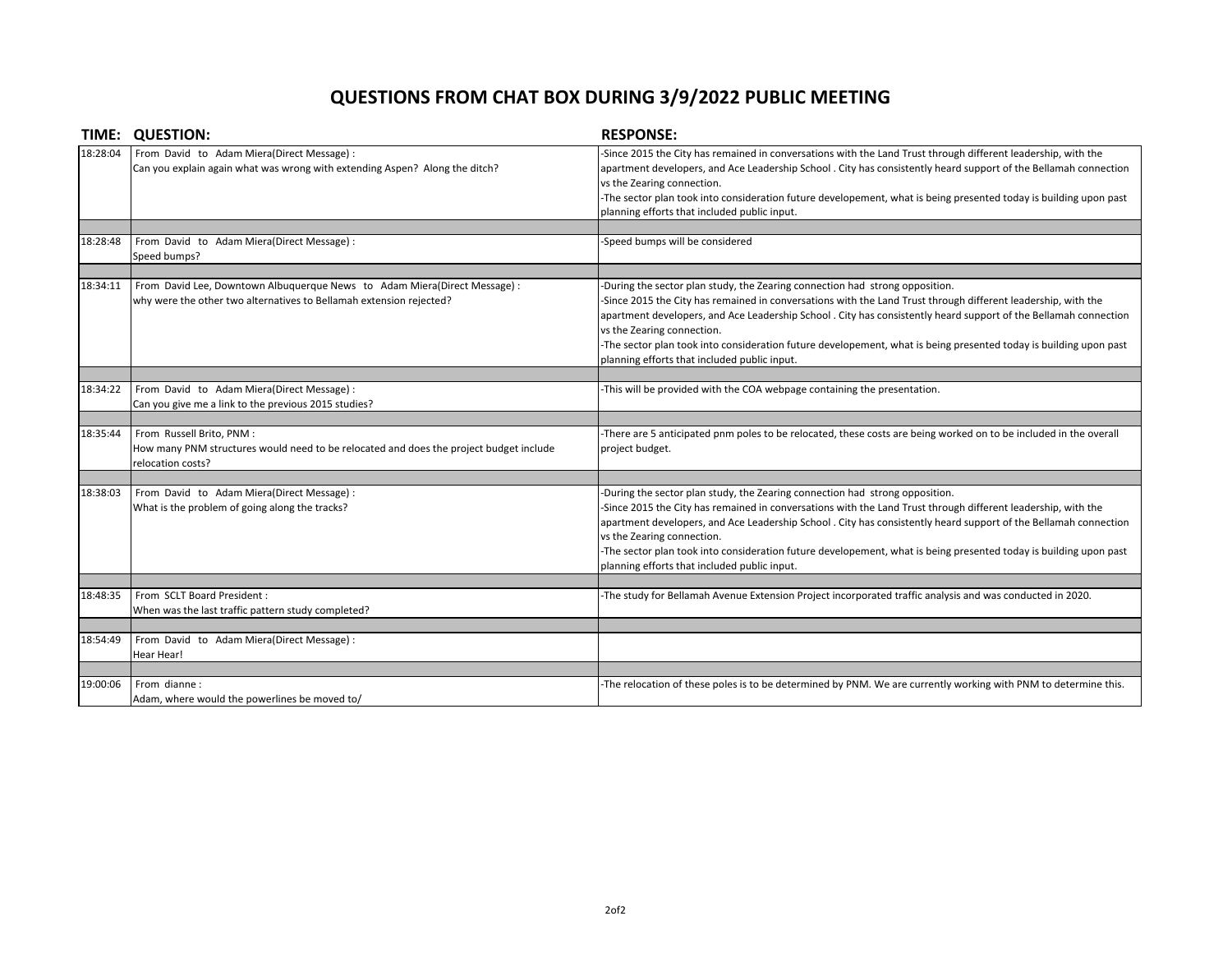# QUESTIONS FROM CHAT BOX DURING 3/9/2022 PUBLIC MEETING

| TIME: | QUESTION: | RESPONSE: |
|---|---|---|
| 18:28:04 | From David to Adam Miera(Direct Message) : Can you explain again what was wrong with extending Aspen? Along the ditch? | -Since 2015 the City has remained in conversations with the Land Trust through different leadership, with the apartment developers, and Ace Leadership School . City has consistently heard support of the Bellamah connection vs the Zearing connection. -The sector plan took into consideration future developement, what is being presented today is building upon past planning efforts that included public input. |
| | | |
| 18:28:48 | From David to Adam Miera(Direct Message) : Speed bumps? | -Speed bumps will be considered |
| | | |
| 18:34:11 | From David Lee, Downtown Albuquerque News to Adam Miera(Direct Message) : why were the other two alternatives to Bellamah extension rejected? | -During the sector plan study, the Zearing connection had strong opposition. -Since 2015 the City has remained in conversations with the Land Trust through different leadership, with the apartment developers, and Ace Leadership School . City has consistently heard support of the Bellamah connection vs the Zearing connection. -The sector plan took into consideration future developement, what is being presented today is building upon past planning efforts that included public input. |
| | | |
| 18:34:22 | From David to Adam Miera(Direct Message) : Can you give me a link to the previous 2015 studies? | -This will be provided with the COA webpage containing the presentation. |
| | | |
| 18:35:44 | From Russell Brito, PNM : How many PNM structures would need to be relocated and does the project budget include relocation costs? | -There are 5 anticipated pnm poles to be relocated, these costs are being worked on to be included in the overall project budget. |
| | | |
| 18:38:03 | From David to Adam Miera(Direct Message) : What is the problem of going along the tracks? | -During the sector plan study, the Zearing connection had strong opposition. -Since 2015 the City has remained in conversations with the Land Trust through different leadership, with the apartment developers, and Ace Leadership School . City has consistently heard support of the Bellamah connection vs the Zearing connection. -The sector plan took into consideration future developement, what is being presented today is building upon past planning efforts that included public input. |
| | | |
| 18:48:35 | From SCLT Board President : When was the last traffic pattern study completed? | -The study for Bellamah Avenue Extension Project incorporated traffic analysis and was conducted in 2020. |
| | | |
| 18:54:49 | From David to Adam Miera(Direct Message) : Hear Hear! | |
| | | |
| 19:00:06 | From dianne : Adam, where would the powerlines be moved to/ | -The relocation of these poles is to be determined by PNM. We are currently working with PNM to determine this. |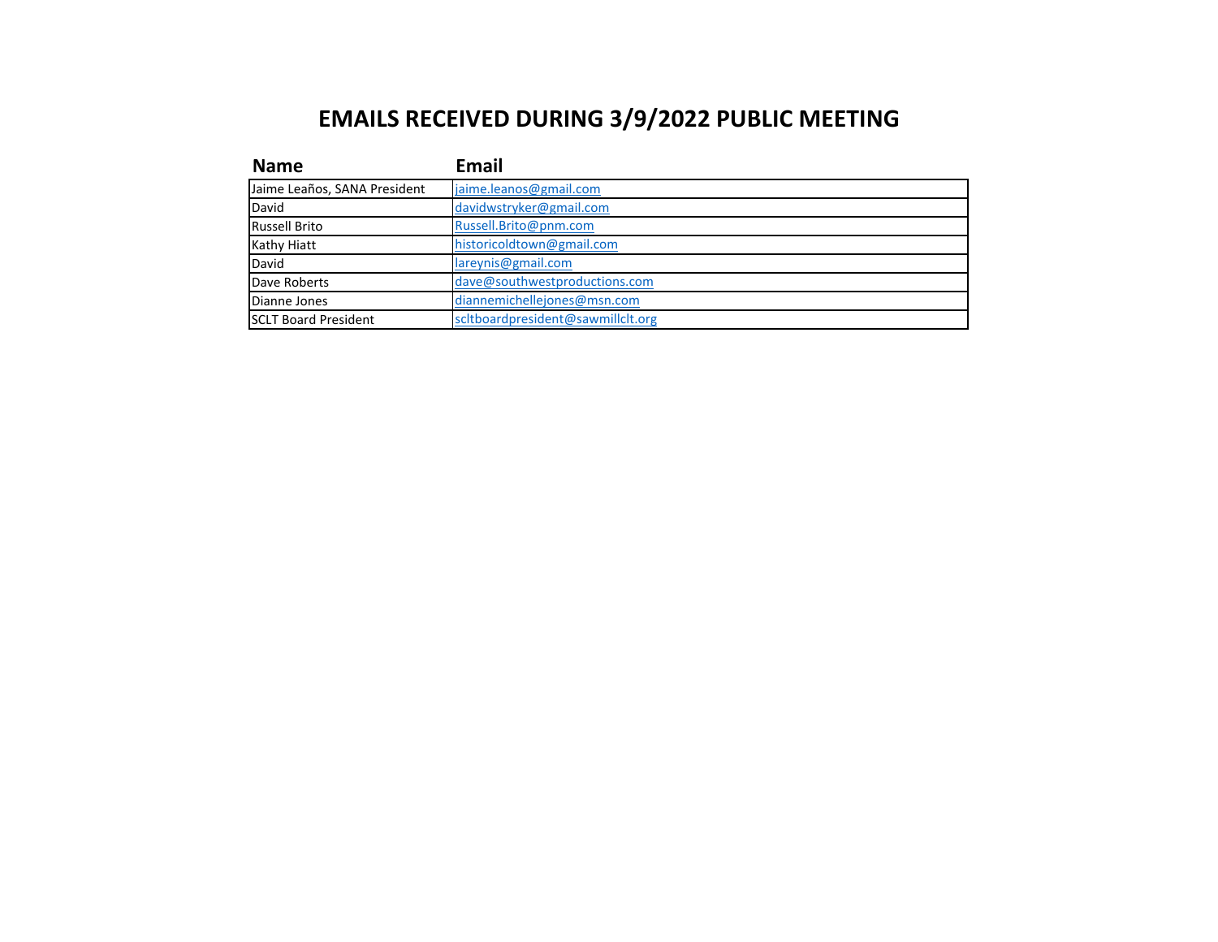# EMAILS RECEIVED DURING 3/9/2022 PUBLIC MEETING

| Name | Email |
|---|---|
| Jaime Leaños, SANA President | jaime.leanos@gmail.com |
| David | davidwstryker@gmail.com |
| Russell Brito | Russell.Brito@pnm.com |
| Kathy Hiatt | historicoldtown@gmail.com |
| David | lareynis@gmail.com |
| Dave Roberts | dave@southwestproductions.com |
| Dianne Jones | diannemichellejones@msn.com |
| SCLT Board President | scltboardpresident@sawmillclt.org |